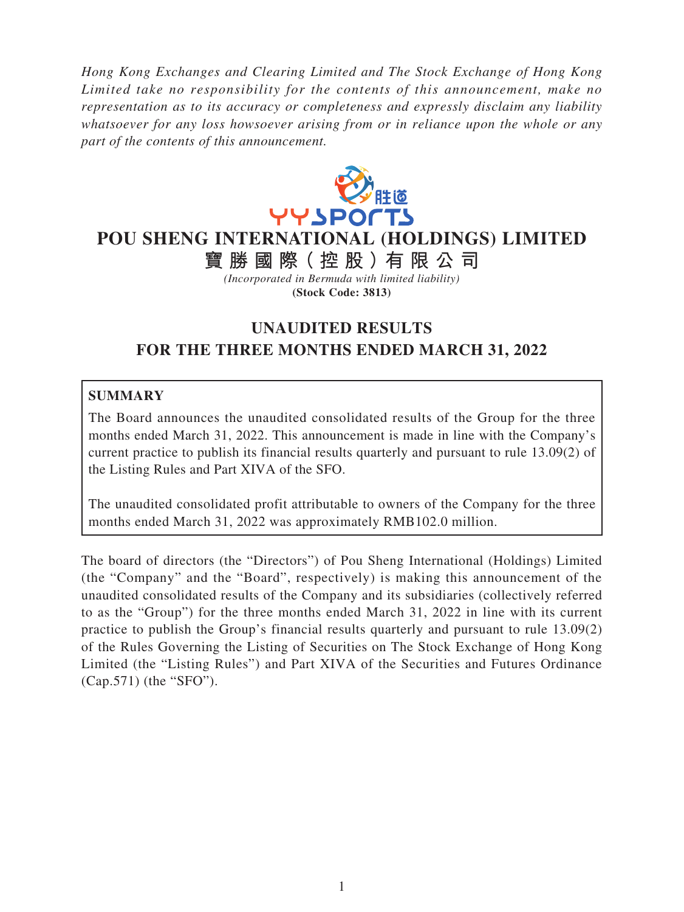*Hong Kong Exchanges and Clearing Limited and The Stock Exchange of Hong Kong Limited take no responsibility for the contents of this announcement, make no representation as to its accuracy or completeness and expressly disclaim any liability whatsoever for any loss howsoever arising from or in reliance upon the whole or any part of the contents of this announcement.*

# POU SHENG INTERNATIONAL (HOLDINGS) LIMITED

# 寶勝國際（控股）有限公司

*(Incorporated in Bermuda with limited liability)*

**(Stock Code: 3813)**

## UNAUDITED RESULTS FOR THE THREE MONTHS ENDED MARCH 31, 2022

**SUMMARY**

The Board announces the unaudited consolidated results of the Group for the three months ended March 31, 2022. This announcement is made in line with the Company's current practice to publish its financial results quarterly and pursuant to rule 13.09(2) of the Listing Rules and Part XIVA of the SFO.

The unaudited consolidated profit attributable to owners of the Company for the three months ended March 31, 2022 was approximately RMB102.0 million.

The board of directors (the "Directors") of Pou Sheng International (Holdings) Limited (the "Company" and the "Board", respectively) is making this announcement of the unaudited consolidated results of the Company and its subsidiaries (collectively referred to as the "Group") for the three months ended March 31, 2022 in line with its current practice to publish the Group's financial results quarterly and pursuant to rule 13.09(2) of the Rules Governing the Listing of Securities on The Stock Exchange of Hong Kong Limited (the "Listing Rules") and Part XIVA of the Securities and Futures Ordinance (Cap.571) (the "SFO").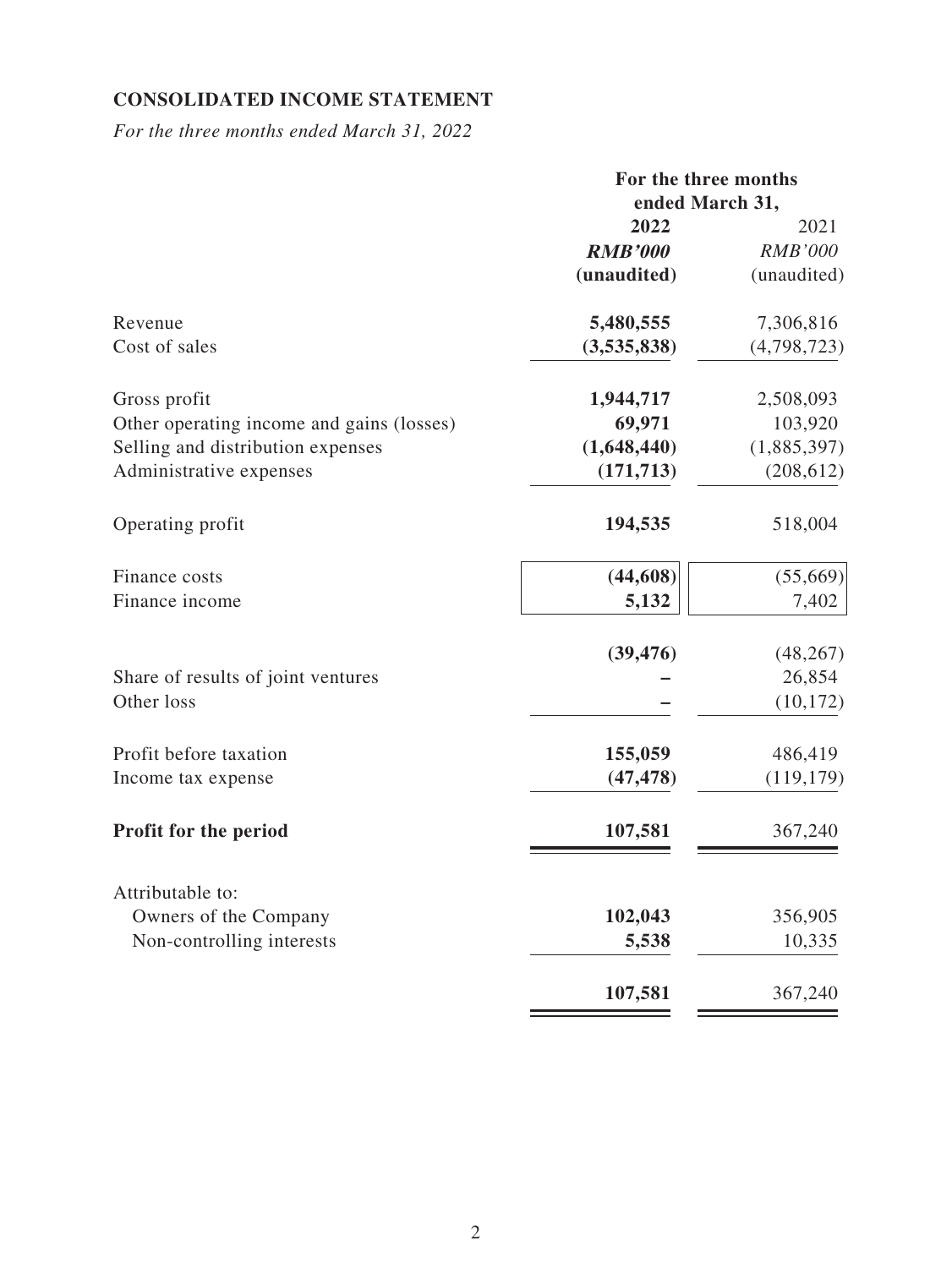## CONSOLIDATED INCOME STATEMENT

*For the three months ended March 31, 2022*

| | For the three months ended March 31, | |
|---|---|---|
| | **2022** | 2021 |
| | ***RMB'000*** | *RMB'000* |
| | **(unaudited)** | (unaudited) |
| Revenue | **5,480,555** | 7,306,816 |
| Cost of sales | **(3,535,838)** | (4,798,723) |
| Gross profit | **1,944,717** | 2,508,093 |
| Other operating income and gains (losses) | **69,971** | 103,920 |
| Selling and distribution expenses | **(1,648,440)** | (1,885,397) |
| Administrative expenses | **(171,713)** | (208,612) |
| Operating profit | **194,535** | 518,004 |
| Finance costs | **(44,608)** | (55,669) |
| Finance income | **5,132** | 7,402 |
| | **(39,476)** | (48,267) |
| Share of results of joint ventures | **–** | 26,854 |
| Other loss | **–** | (10,172) |
| Profit before taxation | **155,059** | 486,419 |
| Income tax expense | **(47,478)** | (119,179) |
| **Profit for the period** | **107,581** | 367,240 |
| Attributable to: | | |
| Owners of the Company | **102,043** | 356,905 |
| Non-controlling interests | **5,538** | 10,335 |
| | **107,581** | 367,240 |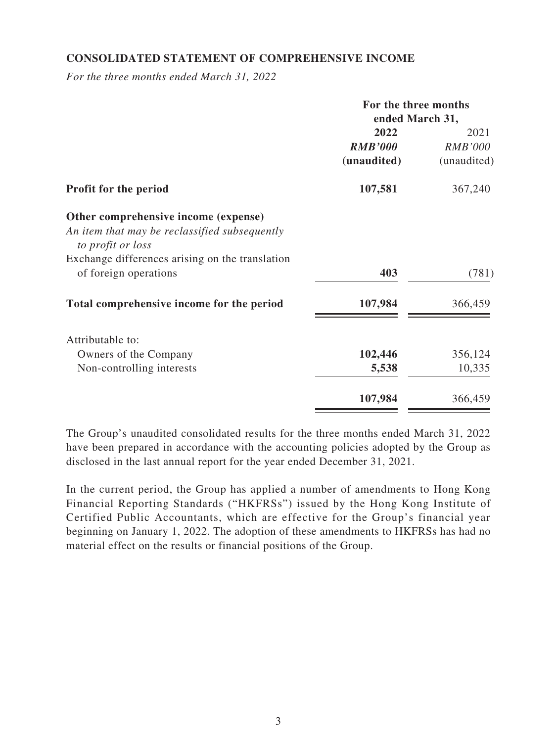**CONSOLIDATED STATEMENT OF COMPREHENSIVE INCOME**

*For the three months ended March 31, 2022*

| | For the three months ended March 31, | |
|---|---|---|
| | **2022** | 2021 |
| | ***RMB'000*** | *RMB'000* |
| | **(unaudited)** | (unaudited) |
| **Profit for the period** | **107,581** | 367,240 |
| **Other comprehensive income (expense)** | | |
| *An item that may be reclassified subsequently to profit or loss* | | |
| Exchange differences arising on the translation of foreign operations | **403** | (781) |
| **Total comprehensive income for the period** | **107,984** | 366,459 |
| Attributable to: | | |
| Owners of the Company | **102,446** | 356,124 |
| Non-controlling interests | **5,538** | 10,335 |
| | **107,984** | 366,459 |

The Group's unaudited consolidated results for the three months ended March 31, 2022 have been prepared in accordance with the accounting policies adopted by the Group as disclosed in the last annual report for the year ended December 31, 2021.

In the current period, the Group has applied a number of amendments to Hong Kong Financial Reporting Standards ("HKFRSs") issued by the Hong Kong Institute of Certified Public Accountants, which are effective for the Group's financial year beginning on January 1, 2022. The adoption of these amendments to HKFRSs has had no material effect on the results or financial positions of the Group.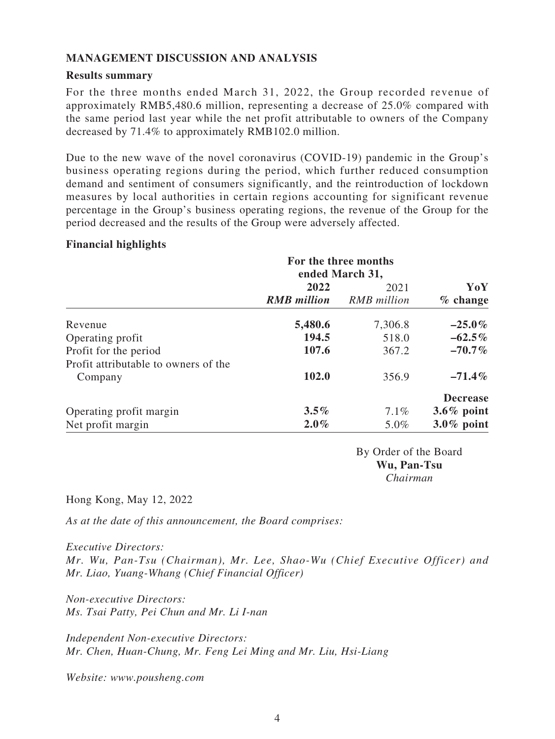## MANAGEMENT DISCUSSION AND ANALYSIS

### Results summary

For the three months ended March 31, 2022, the Group recorded revenue of approximately RMB5,480.6 million, representing a decrease of 25.0% compared with the same period last year while the net profit attributable to owners of the Company decreased by 71.4% to approximately RMB102.0 million.

Due to the new wave of the novel coronavirus (COVID-19) pandemic in the Group's business operating regions during the period, which further reduced consumption demand and sentiment of consumers significantly, and the reintroduction of lockdown measures by local authorities in certain regions accounting for significant revenue percentage in the Group's business operating regions, the revenue of the Group for the period decreased and the results of the Group were adversely affected.

### Financial highlights

| | For the three months ended March 31, | | |
|---|---|---|---|
| | **2022** | 2021 | **YoY** |
| | ***RMB million*** | *RMB million* | **% change** |
| Revenue | **5,480.6** | 7,306.8 | **–25.0%** |
| Operating profit | **194.5** | 518.0 | **–62.5%** |
| Profit for the period | **107.6** | 367.2 | **–70.7%** |
| Profit attributable to owners of the Company | **102.0** | 356.9 | **–71.4%** |
| | | | **Decrease** |
| Operating profit margin | **3.5%** | 7.1% | **3.6% point** |
| Net profit margin | **2.0%** | 5.0% | **3.0% point** |

By Order of the Board
**Wu, Pan-Tsu**
*Chairman*

Hong Kong, May 12, 2022

*As at the date of this announcement, the Board comprises:*

*Executive Directors:*
*Mr. Wu, Pan-Tsu (Chairman), Mr. Lee, Shao-Wu (Chief Executive Officer) and Mr. Liao, Yuang-Whang (Chief Financial Officer)*

*Non-executive Directors:*
*Ms. Tsai Patty, Pei Chun and Mr. Li I-nan*

*Independent Non-executive Directors:*
*Mr. Chen, Huan-Chung, Mr. Feng Lei Ming and Mr. Liu, Hsi-Liang*

*Website: www.pousheng.com*